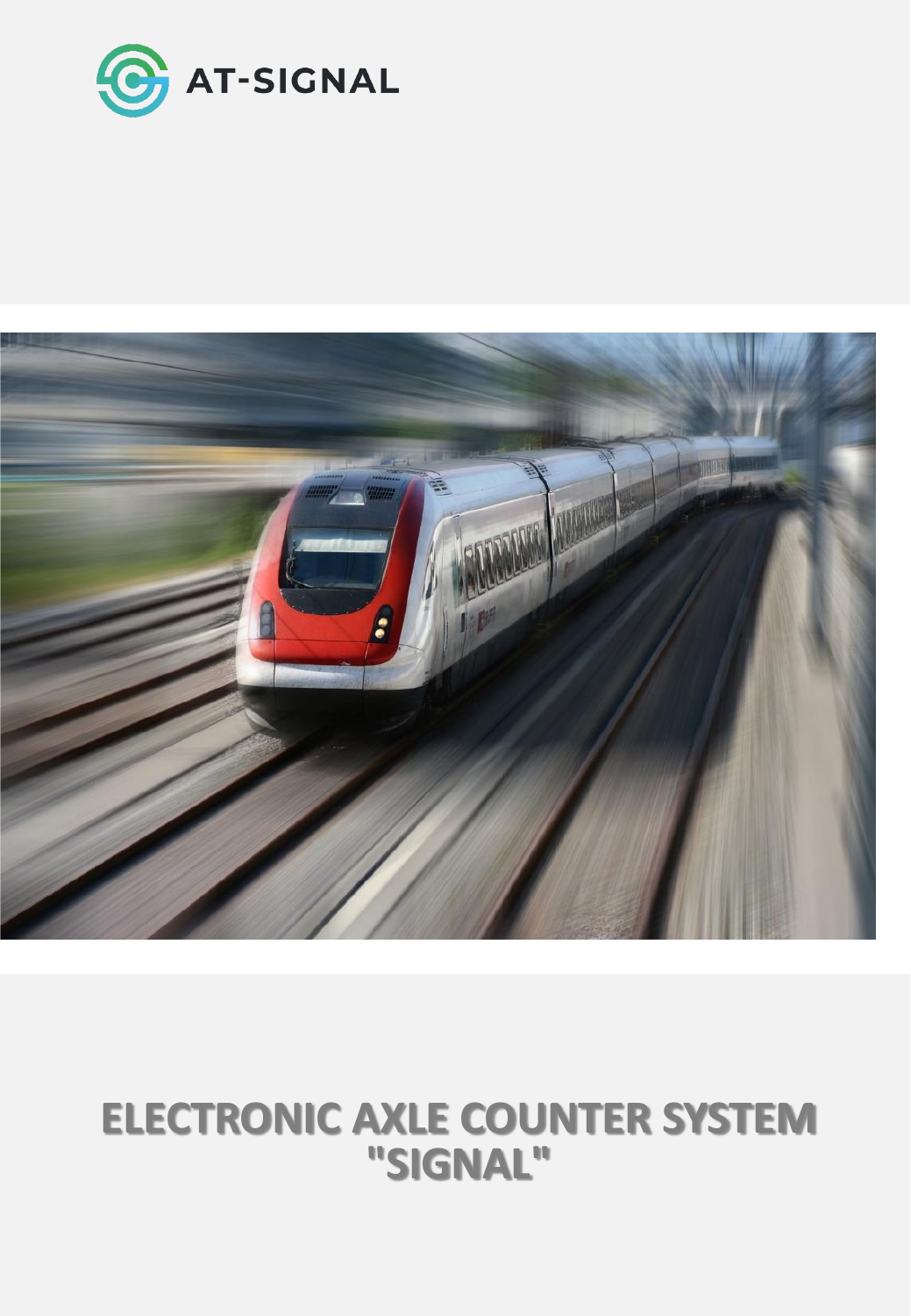AT-SIGNAL

# ELECTRONIC AXLE COUNTER SYSTEM "SIGNAL"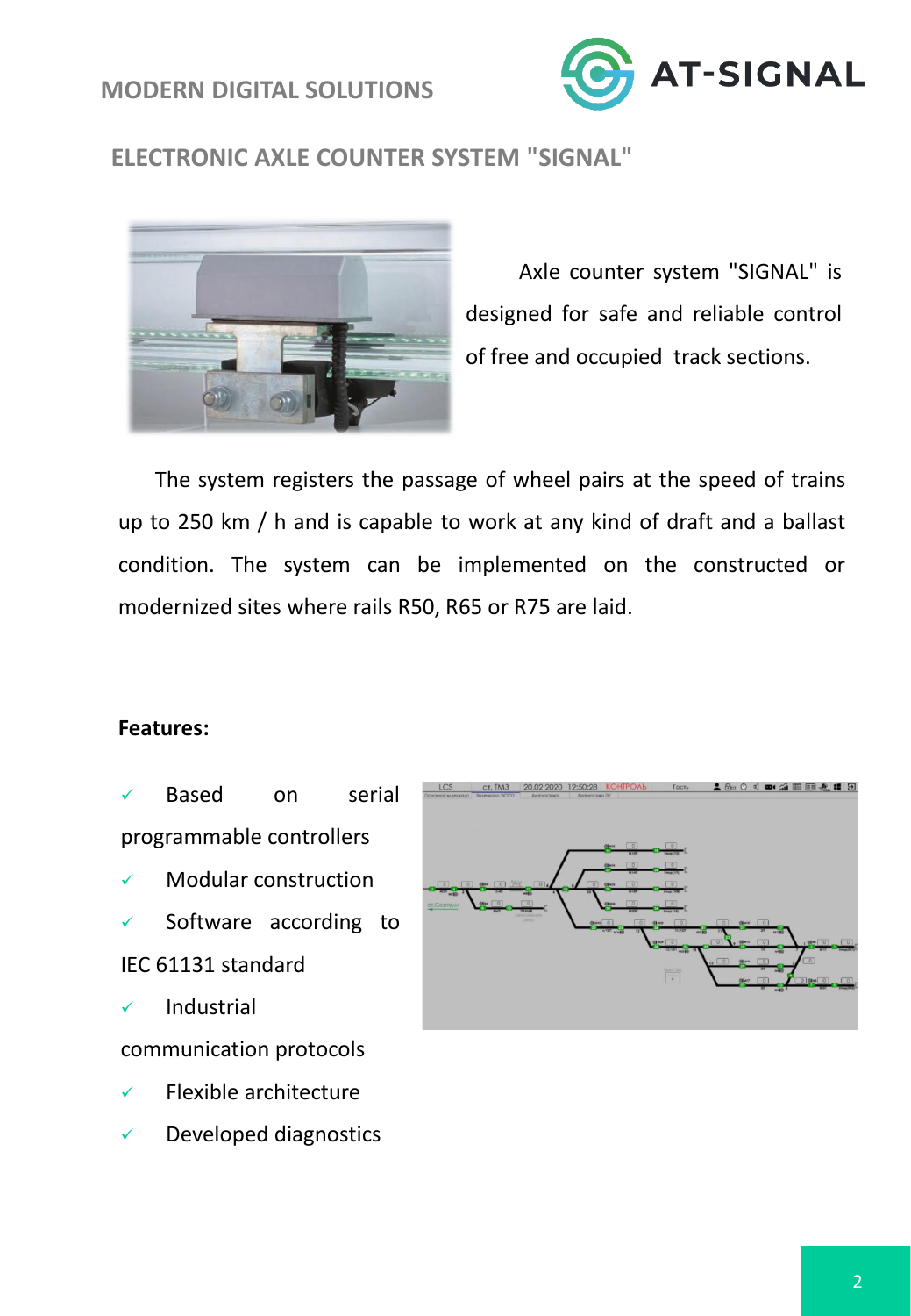MODERN DIGITAL SOLUTIONS

## ELECTRONIC AXLE COUNTER SYSTEM "SIGNAL"

Axle counter system "SIGNAL" is designed for safe and reliable control of free and occupied track sections.

The system registers the passage of wheel pairs at the speed of trains up to 250 km / h and is capable to work at any kind of draft and a ballast condition. The system can be implemented on the constructed or modernized sites where rails R50, R65 or R75 are laid.

**Features:**

- ✓ Based on serial programmable controllers
- ✓ Modular construction
- ✓ Software according to IEC 61131 standard
- ✓ Industrial communication protocols
- ✓ Flexible architecture
- ✓ Developed diagnostics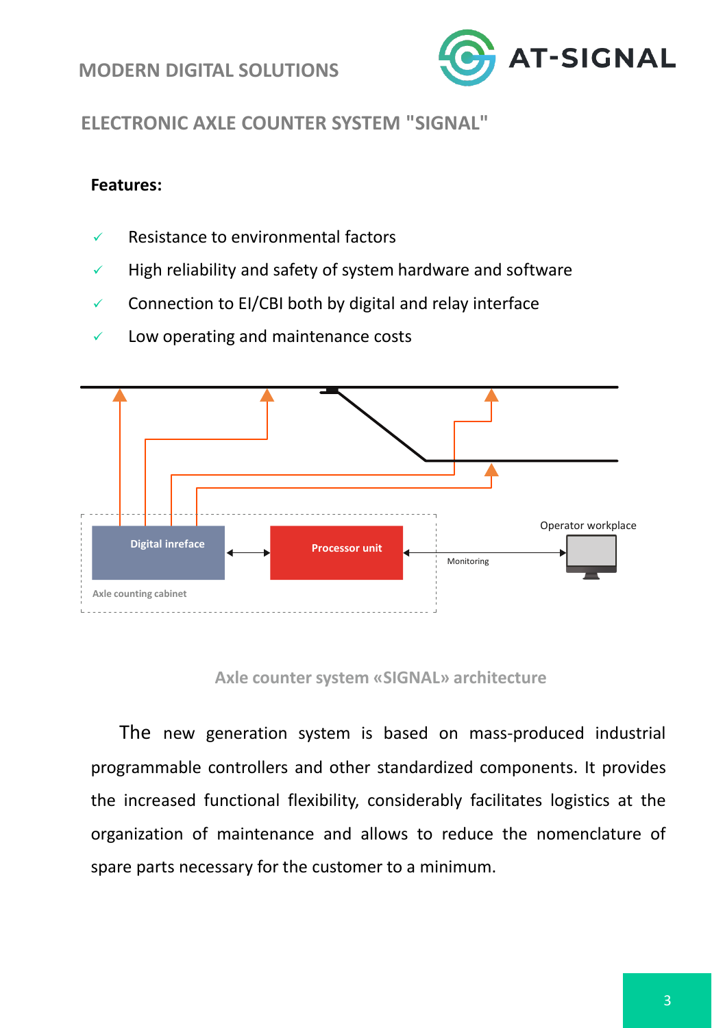## ELECTRONIC AXLE COUNTER SYSTEM "SIGNAL"

**Features:**

- ✓ Resistance to environmental factors
- ✓ High reliability and safety of system hardware and software
- ✓ Connection to EI/CBI both by digital and relay interface
- ✓ Low operating and maintenance costs

Digital inreface

Processor unit

Monitoring

Operator workplace

Axle counting cabinet

Axle counter system «SIGNAL» architecture

The new generation system is based on mass-produced industrial programmable controllers and other standardized components. It provides the increased functional flexibility, considerably facilitates logistics at the organization of maintenance and allows to reduce the nomenclature of spare parts necessary for the customer to a minimum.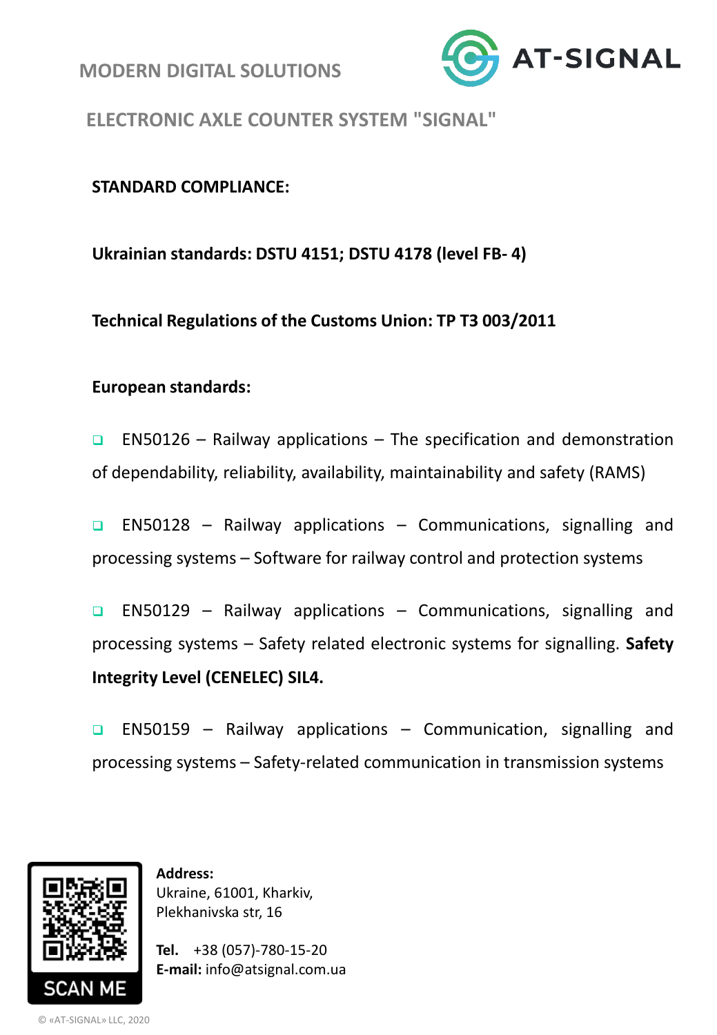MODERN DIGITAL SOLUTIONS

AT-SIGNAL

## ELECTRONIC AXLE COUNTER SYSTEM "SIGNAL"

**STANDARD COMPLIANCE:**

**Ukrainian standards: DSTU 4151; DSTU 4178 (level FB- 4)**

**Technical Regulations of the Customs Union: TP T3 003/2011**

**European standards:**

- EN50126 – Railway applications – The specification and demonstration of dependability, reliability, availability, maintainability and safety (RAMS)
- EN50128 – Railway applications – Communications, signalling and processing systems – Software for railway control and protection systems
- EN50129 – Railway applications – Communications, signalling and processing systems – Safety related electronic systems for signalling. **Safety Integrity Level (CENELEC) SIL4.**
- EN50159 – Railway applications – Communication, signalling and processing systems – Safety-related communication in transmission systems

SCAN ME

**Address:**
Ukraine, 61001, Kharkiv,
Plekhanivska str, 16

**Tel.** +38 (057)-780-15-20
**E-mail:** info@atsignal.com.ua

© «AT-SIGNAL» LLC, 2020